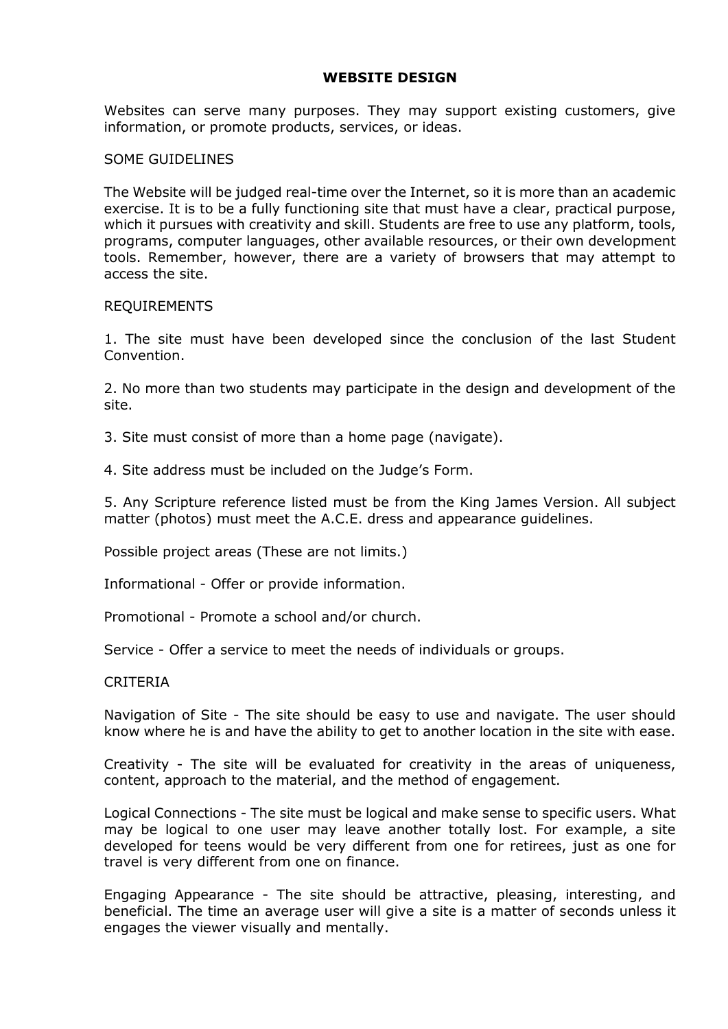# WEBSITE DESIGN

Websites can serve many purposes. They may support existing customers, give information, or promote products, services, or ideas.

## SOME GUIDELINES

The Website will be judged real-time over the Internet, so it is more than an academic exercise. It is to be a fully functioning site that must have a clear, practical purpose, which it pursues with creativity and skill. Students are free to use any platform, tools, programs, computer languages, other available resources, or their own development tools. Remember, however, there are a variety of browsers that may attempt to access the site.

## REQUIREMENTS

1. The site must have been developed since the conclusion of the last Student Convention.

2. No more than two students may participate in the design and development of the site.

3. Site must consist of more than a home page (navigate).

4. Site address must be included on the Judge's Form.

5. Any Scripture reference listed must be from the King James Version. All subject matter (photos) must meet the A.C.E. dress and appearance guidelines.

Possible project areas (These are not limits.)

Informational - Offer or provide information.

Promotional - Promote a school and/or church.

Service - Offer a service to meet the needs of individuals or groups.

## CRITERIA

Navigation of Site - The site should be easy to use and navigate. The user should know where he is and have the ability to get to another location in the site with ease.

Creativity - The site will be evaluated for creativity in the areas of uniqueness, content, approach to the material, and the method of engagement.

Logical Connections - The site must be logical and make sense to specific users. What may be logical to one user may leave another totally lost. For example, a site developed for teens would be very different from one for retirees, just as one for travel is very different from one on finance.

Engaging Appearance - The site should be attractive, pleasing, interesting, and beneficial. The time an average user will give a site is a matter of seconds unless it engages the viewer visually and mentally.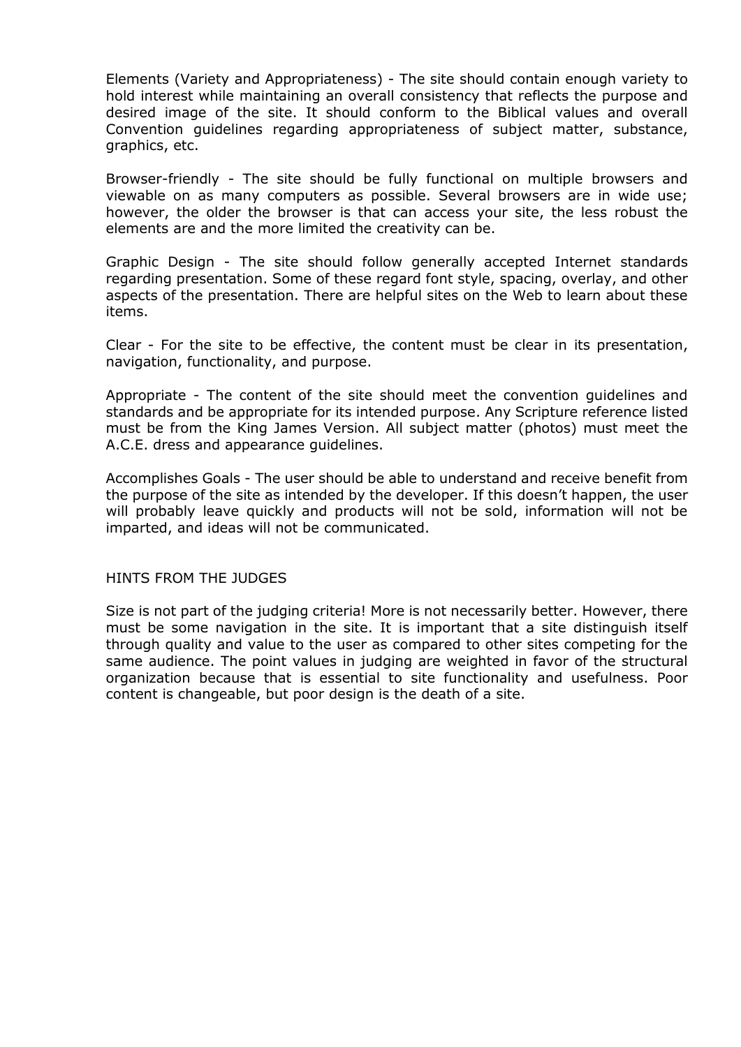Elements (Variety and Appropriateness) - The site should contain enough variety to hold interest while maintaining an overall consistency that reflects the purpose and desired image of the site. It should conform to the Biblical values and overall Convention guidelines regarding appropriateness of subject matter, substance, graphics, etc.

Browser-friendly - The site should be fully functional on multiple browsers and viewable on as many computers as possible. Several browsers are in wide use; however, the older the browser is that can access your site, the less robust the elements are and the more limited the creativity can be.

Graphic Design - The site should follow generally accepted Internet standards regarding presentation. Some of these regard font style, spacing, overlay, and other aspects of the presentation. There are helpful sites on the Web to learn about these items.

Clear - For the site to be effective, the content must be clear in its presentation, navigation, functionality, and purpose.

Appropriate - The content of the site should meet the convention guidelines and standards and be appropriate for its intended purpose. Any Scripture reference listed must be from the King James Version. All subject matter (photos) must meet the A.C.E. dress and appearance guidelines.

Accomplishes Goals - The user should be able to understand and receive benefit from the purpose of the site as intended by the developer. If this doesn't happen, the user will probably leave quickly and products will not be sold, information will not be imparted, and ideas will not be communicated.

HINTS FROM THE JUDGES

Size is not part of the judging criteria! More is not necessarily better. However, there must be some navigation in the site. It is important that a site distinguish itself through quality and value to the user as compared to other sites competing for the same audience. The point values in judging are weighted in favor of the structural organization because that is essential to site functionality and usefulness. Poor content is changeable, but poor design is the death of a site.